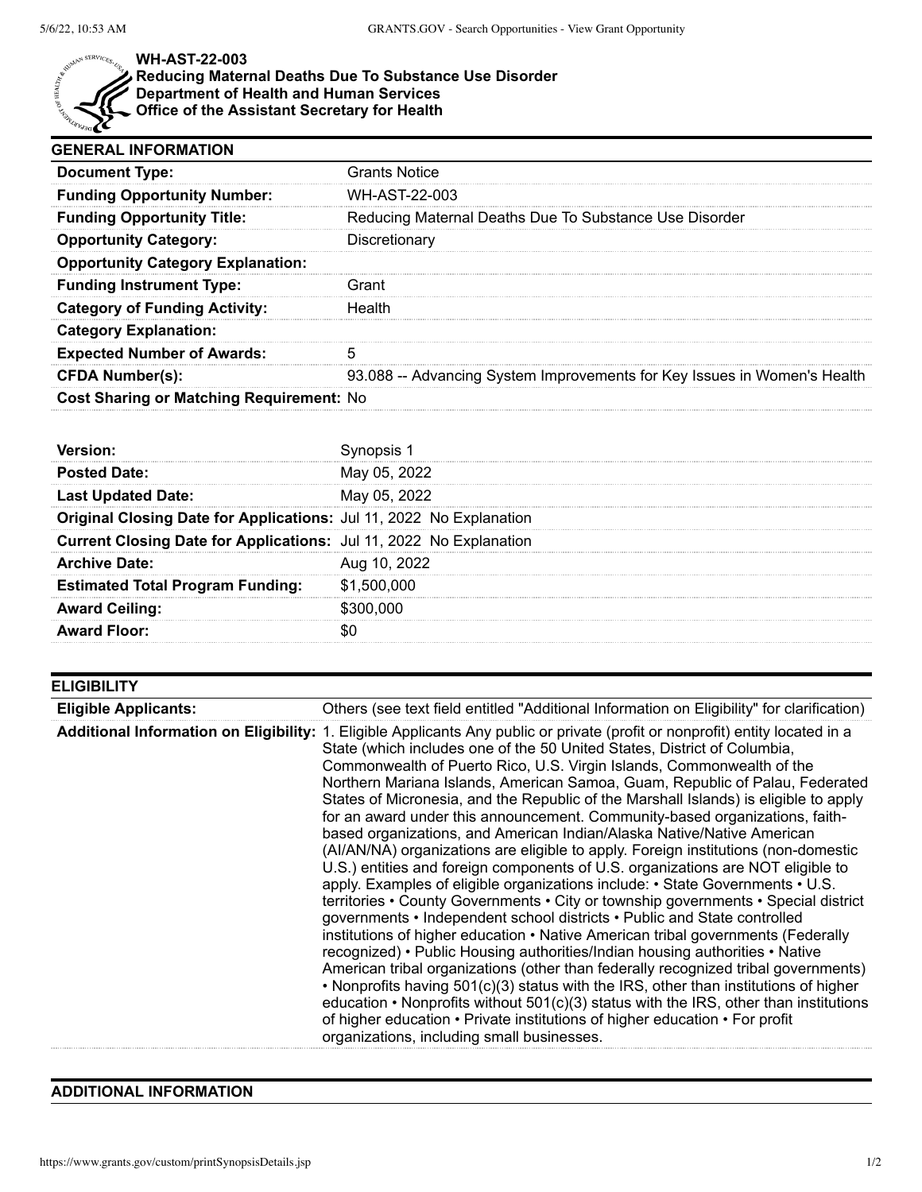**WH-AST-22-003**
**Reducing Maternal Deaths Due To Substance Use Disorder**
**Department of Health and Human Services**
**Office of the Assistant Secretary for Health**

## GENERAL INFORMATION

| | |
|---|---|
| **Document Type:** | Grants Notice |
| **Funding Opportunity Number:** | WH-AST-22-003 |
| **Funding Opportunity Title:** | Reducing Maternal Deaths Due To Substance Use Disorder |
| **Opportunity Category:** | Discretionary |
| **Opportunity Category Explanation:** | |
| **Funding Instrument Type:** | Grant |
| **Category of Funding Activity:** | Health |
| **Category Explanation:** | |
| **Expected Number of Awards:** | 5 |
| **CFDA Number(s):** | 93.088 -- Advancing System Improvements for Key Issues in Women's Health |
| **Cost Sharing or Matching Requirement:** | No |

| | |
|---|---|
| **Version:** | Synopsis 1 |
| **Posted Date:** | May 05, 2022 |
| **Last Updated Date:** | May 05, 2022 |
| **Original Closing Date for Applications:** | Jul 11, 2022 No Explanation |
| **Current Closing Date for Applications:** | Jul 11, 2022 No Explanation |
| **Archive Date:** | Aug 10, 2022 |
| **Estimated Total Program Funding:** | $1,500,000 |
| **Award Ceiling:** | $300,000 |
| **Award Floor:** | $0 |

## ELIGIBILITY

| | |
|---|---|
| **Eligible Applicants:** | Others (see text field entitled "Additional Information on Eligibility" for clarification) |
| **Additional Information on Eligibility:** | 1. Eligible Applicants Any public or private (profit or nonprofit) entity located in a State (which includes one of the 50 United States, District of Columbia, Commonwealth of Puerto Rico, U.S. Virgin Islands, Commonwealth of the Northern Mariana Islands, American Samoa, Guam, Republic of Palau, Federated States of Micronesia, and the Republic of the Marshall Islands) is eligible to apply for an award under this announcement. Community-based organizations, faith-based organizations, and American Indian/Alaska Native/Native American (AI/AN/NA) organizations are eligible to apply. Foreign institutions (non-domestic U.S.) entities and foreign components of U.S. organizations are NOT eligible to apply. Examples of eligible organizations include: • State Governments • U.S. territories • County Governments • City or township governments • Special district governments • Independent school districts • Public and State controlled institutions of higher education • Native American tribal governments (Federally recognized) • Public Housing authorities/Indian housing authorities • Native American tribal organizations (other than federally recognized tribal governments) • Nonprofits having 501(c)(3) status with the IRS, other than institutions of higher education • Nonprofits without 501(c)(3) status with the IRS, other than institutions of higher education • Private institutions of higher education • For profit organizations, including small businesses. |

## ADDITIONAL INFORMATION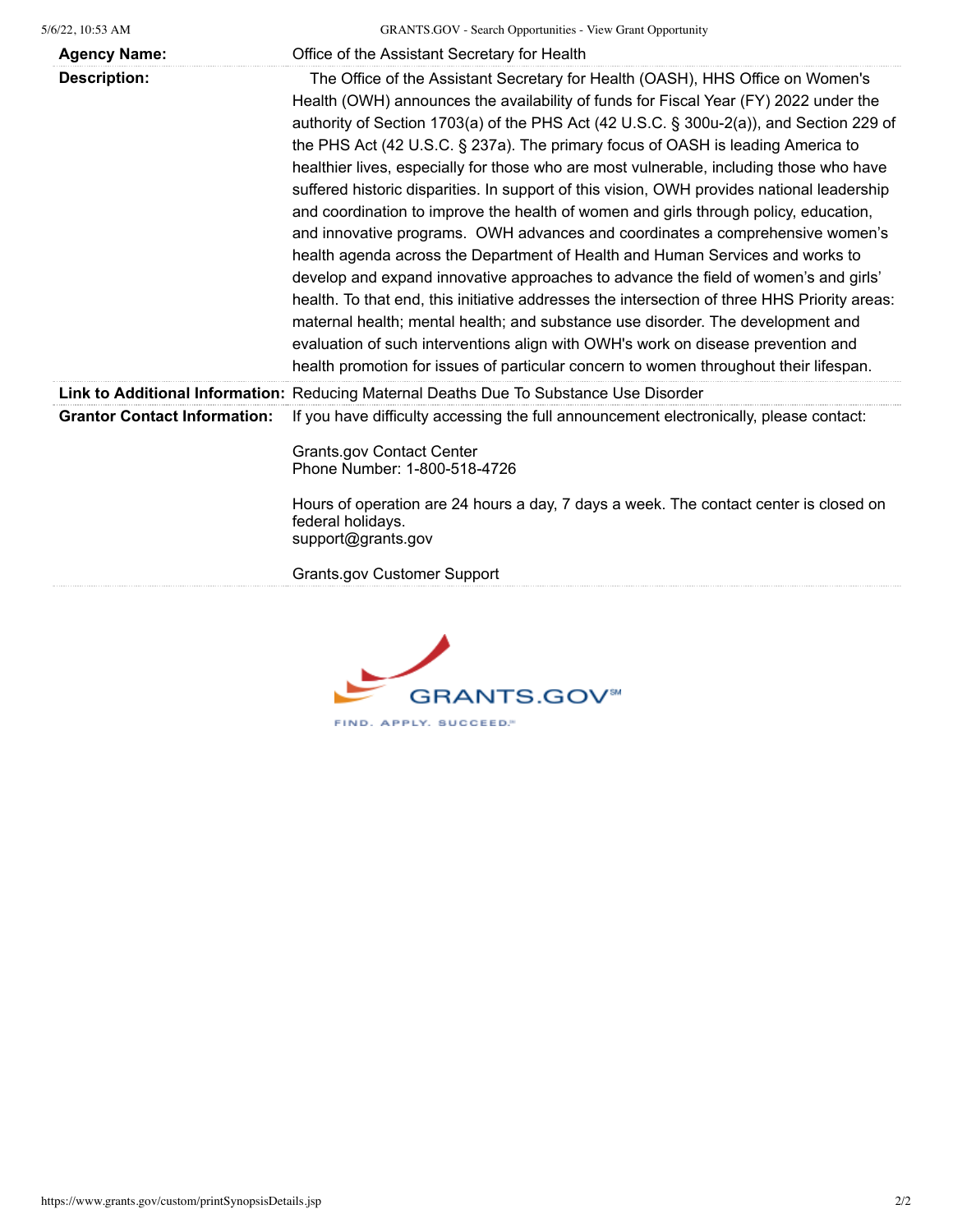| | |
|---|---|
| **Agency Name:** | Office of the Assistant Secretary for Health |
| **Description:** | The Office of the Assistant Secretary for Health (OASH), HHS Office on Women's Health (OWH) announces the availability of funds for Fiscal Year (FY) 2022 under the authority of Section 1703(a) of the PHS Act (42 U.S.C. § 300u-2(a)), and Section 229 of the PHS Act (42 U.S.C. § 237a). The primary focus of OASH is leading America to healthier lives, especially for those who are most vulnerable, including those who have suffered historic disparities. In support of this vision, OWH provides national leadership and coordination to improve the health of women and girls through policy, education, and innovative programs. OWH advances and coordinates a comprehensive women's health agenda across the Department of Health and Human Services and works to develop and expand innovative approaches to advance the field of women's and girls' health. To that end, this initiative addresses the intersection of three HHS Priority areas: maternal health; mental health; and substance use disorder. The development and evaluation of such interventions align with OWH's work on disease prevention and health promotion for issues of particular concern to women throughout their lifespan. |
| **Link to Additional Information:** | Reducing Maternal Deaths Due To Substance Use Disorder |
| **Grantor Contact Information:** | If you have difficulty accessing the full announcement electronically, please contact:<br><br>Grants.gov Contact Center<br>Phone Number: 1-800-518-4726<br><br>Hours of operation are 24 hours a day, 7 days a week. The contact center is closed on federal holidays.<br>support@grants.gov<br><br>Grants.gov Customer Support |

GRANTS.GOV℠

FIND. APPLY. SUCCEED.℠